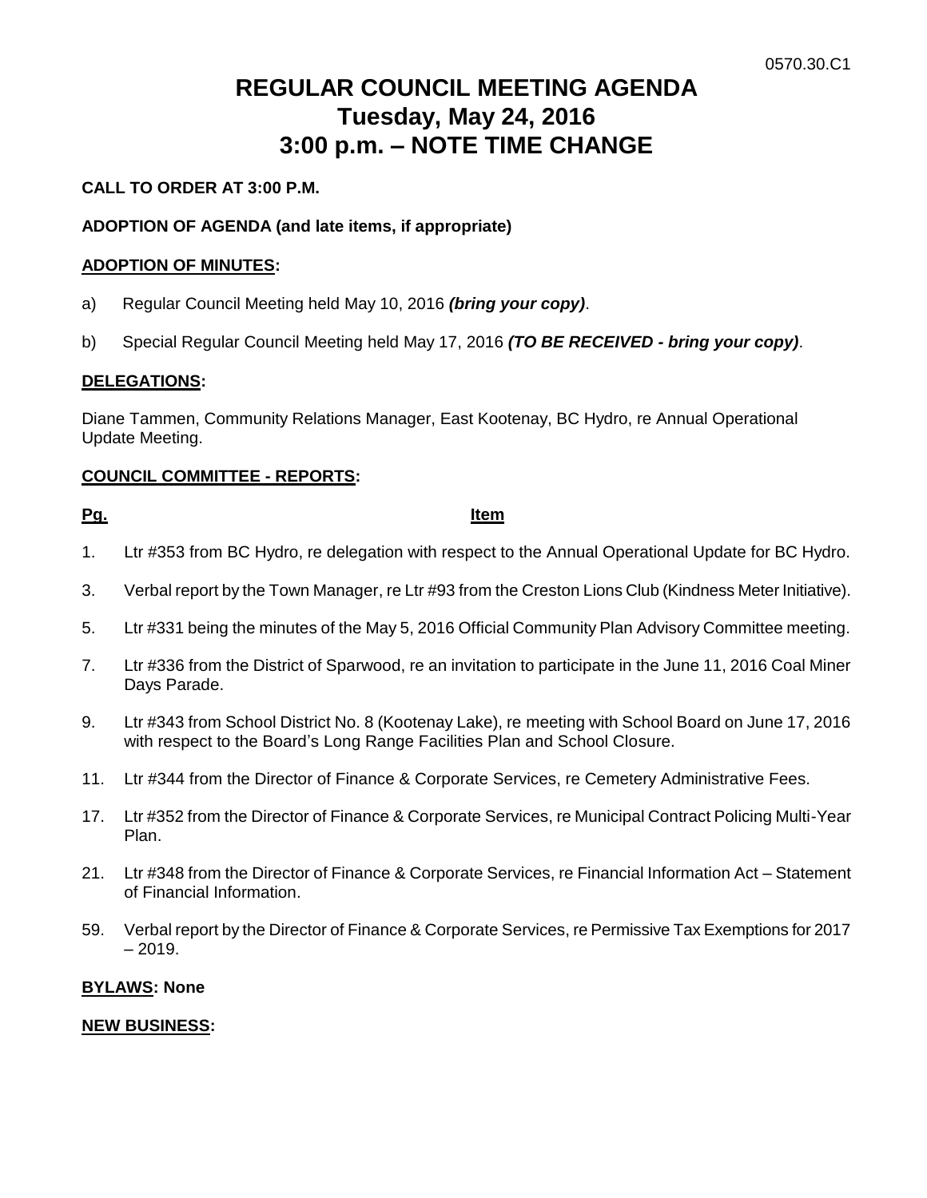0570.30.C1

# REGULAR COUNCIL MEETING AGENDA
# Tuesday, May 24, 2016
# 3:00 p.m. – NOTE TIME CHANGE

**CALL TO ORDER AT 3:00 P.M.**

**ADOPTION OF AGENDA (and late items, if appropriate)**

**ADOPTION OF MINUTES:**

a) Regular Council Meeting held May 10, 2016 ***(bring your copy)***.

b) Special Regular Council Meeting held May 17, 2016 ***(TO BE RECEIVED - bring your copy)***.

**DELEGATIONS:**

Diane Tammen, Community Relations Manager, East Kootenay, BC Hydro, re Annual Operational Update Meeting.

**COUNCIL COMMITTEE - REPORTS:**

| Pg. | Item |
|---|---|
| 1. | Ltr #353 from BC Hydro, re delegation with respect to the Annual Operational Update for BC Hydro. |
| 3. | Verbal report by the Town Manager, re Ltr #93 from the Creston Lions Club (Kindness Meter Initiative). |
| 5. | Ltr #331 being the minutes of the May 5, 2016 Official Community Plan Advisory Committee meeting. |
| 7. | Ltr #336 from the District of Sparwood, re an invitation to participate in the June 11, 2016 Coal Miner Days Parade. |
| 9. | Ltr #343 from School District No. 8 (Kootenay Lake), re meeting with School Board on June 17, 2016 with respect to the Board's Long Range Facilities Plan and School Closure. |
| 11. | Ltr #344 from the Director of Finance & Corporate Services, re Cemetery Administrative Fees. |
| 17. | Ltr #352 from the Director of Finance & Corporate Services, re Municipal Contract Policing Multi-Year Plan. |
| 21. | Ltr #348 from the Director of Finance & Corporate Services, re Financial Information Act – Statement of Financial Information. |
| 59. | Verbal report by the Director of Finance & Corporate Services, re Permissive Tax Exemptions for 2017 – 2019. |

**BYLAWS: None**

**NEW BUSINESS:**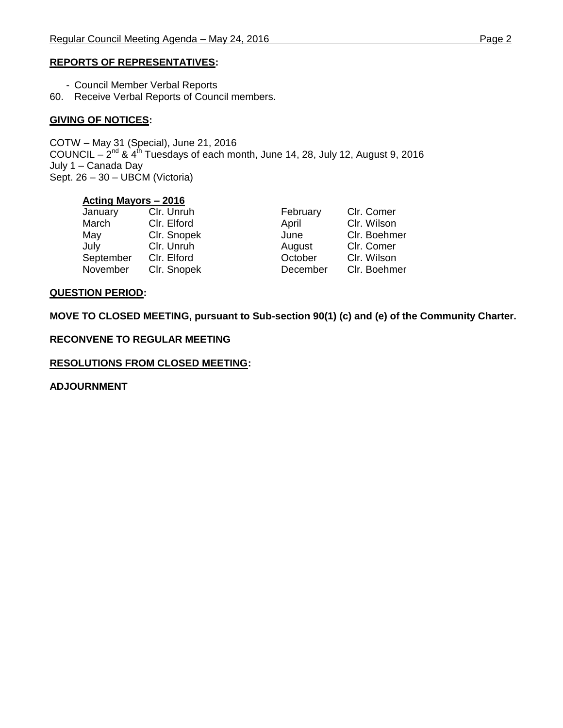**REPORTS OF REPRESENTATIVES:**

- Council Member Verbal Reports

60. Receive Verbal Reports of Council members.

**GIVING OF NOTICES:**

COTW – May 31 (Special), June 21, 2016
COUNCIL – 2nd & 4th Tuesdays of each month, June 14, 28, July 12, August 9, 2016
July 1 – Canada Day
Sept. 26 – 30 – UBCM (Victoria)

**Acting Mayors – 2016**

| | | | |
|---|---|---|---|
| January | Clr. Unruh | February | Clr. Comer |
| March | Clr. Elford | April | Clr. Wilson |
| May | Clr. Snopek | June | Clr. Boehmer |
| July | Clr. Unruh | August | Clr. Comer |
| September | Clr. Elford | October | Clr. Wilson |
| November | Clr. Snopek | December | Clr. Boehmer |

**QUESTION PERIOD:**

**MOVE TO CLOSED MEETING, pursuant to Sub-section 90(1) (c) and (e) of the Community Charter.**

**RECONVENE TO REGULAR MEETING**

**RESOLUTIONS FROM CLOSED MEETING:**

**ADJOURNMENT**